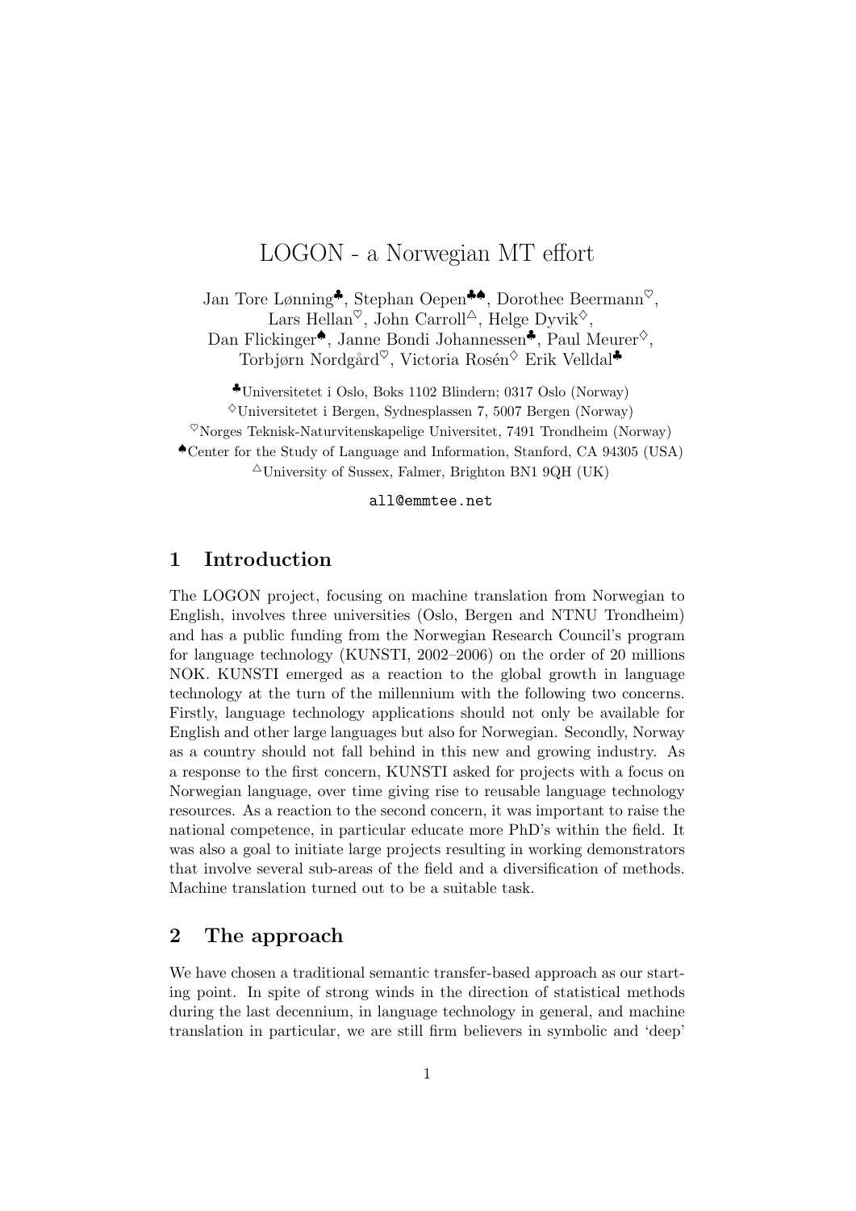# LOGON - a Norwegian MT effort

Jan Tore Lønning[♣], Stephan Oepen[♣♠], Dorothee Beermann[♡], Lars Hellan[♡], John Carroll[△], Helge Dyvik[♢], Dan Flickinger[♠], Janne Bondi Johannessen[♣], Paul Meurer[♢], Torbjørn Nordgård[♡], Victoria Rosén[♢] Erik Velldal[♣]

[♣]Universitetet i Oslo, Boks 1102 Blindern; 0317 Oslo (Norway)
[♢]Universitetet i Bergen, Sydnesplassen 7, 5007 Bergen (Norway)
[♡]Norges Teknisk-Naturvitenskapelige Universitet, 7491 Trondheim (Norway)
[♠]Center for the Study of Language and Information, Stanford, CA 94305 (USA)
[△]University of Sussex, Falmer, Brighton BN1 9QH (UK)

all@emmtee.net

## 1 Introduction

The LOGON project, focusing on machine translation from Norwegian to English, involves three universities (Oslo, Bergen and NTNU Trondheim) and has a public funding from the Norwegian Research Council's program for language technology (KUNSTI, 2002–2006) on the order of 20 millions NOK. KUNSTI emerged as a reaction to the global growth in language technology at the turn of the millennium with the following two concerns. Firstly, language technology applications should not only be available for English and other large languages but also for Norwegian. Secondly, Norway as a country should not fall behind in this new and growing industry. As a response to the first concern, KUNSTI asked for projects with a focus on Norwegian language, over time giving rise to reusable language technology resources. As a reaction to the second concern, it was important to raise the national competence, in particular educate more PhD's within the field. It was also a goal to initiate large projects resulting in working demonstrators that involve several sub-areas of the field and a diversification of methods. Machine translation turned out to be a suitable task.

## 2 The approach

We have chosen a traditional semantic transfer-based approach as our starting point. In spite of strong winds in the direction of statistical methods during the last decennium, in language technology in general, and machine translation in particular, we are still firm believers in symbolic and 'deep'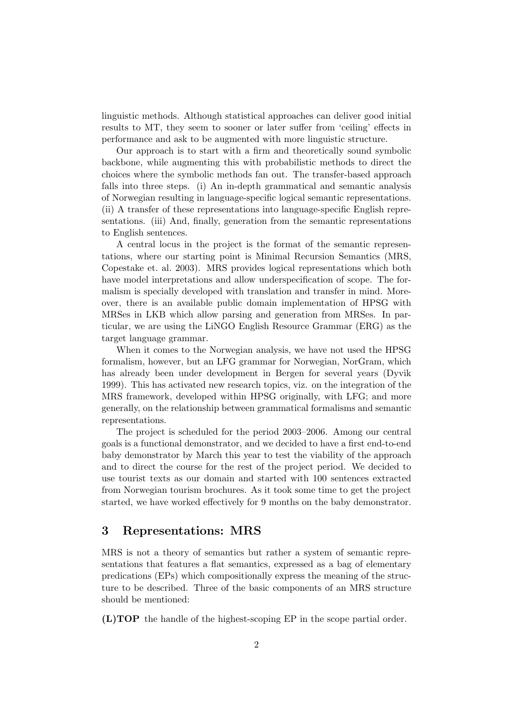linguistic methods. Although statistical approaches can deliver good initial results to MT, they seem to sooner or later suffer from 'ceiling' effects in performance and ask to be augmented with more linguistic structure.

Our approach is to start with a firm and theoretically sound symbolic backbone, while augmenting this with probabilistic methods to direct the choices where the symbolic methods fan out. The transfer-based approach falls into three steps. (i) An in-depth grammatical and semantic analysis of Norwegian resulting in language-specific logical semantic representations. (ii) A transfer of these representations into language-specific English representations. (iii) And, finally, generation from the semantic representations to English sentences.

A central locus in the project is the format of the semantic representations, where our starting point is Minimal Recursion Semantics (MRS, Copestake et. al. 2003). MRS provides logical representations which both have model interpretations and allow underspecification of scope. The formalism is specially developed with translation and transfer in mind. Moreover, there is an available public domain implementation of HPSG with MRSes in LKB which allow parsing and generation from MRSes. In particular, we are using the LiNGO English Resource Grammar (ERG) as the target language grammar.

When it comes to the Norwegian analysis, we have not used the HPSG formalism, however, but an LFG grammar for Norwegian, NorGram, which has already been under development in Bergen for several years (Dyvik 1999). This has activated new research topics, viz. on the integration of the MRS framework, developed within HPSG originally, with LFG; and more generally, on the relationship between grammatical formalisms and semantic representations.

The project is scheduled for the period 2003–2006. Among our central goals is a functional demonstrator, and we decided to have a first end-to-end baby demonstrator by March this year to test the viability of the approach and to direct the course for the rest of the project period. We decided to use tourist texts as our domain and started with 100 sentences extracted from Norwegian tourism brochures. As it took some time to get the project started, we have worked effectively for 9 months on the baby demonstrator.

## 3 Representations: MRS

MRS is not a theory of semantics but rather a system of semantic representations that features a flat semantics, expressed as a bag of elementary predications (EPs) which compositionally express the meaning of the structure to be described. Three of the basic components of an MRS structure should be mentioned:

**(L)TOP** the handle of the highest-scoping EP in the scope partial order.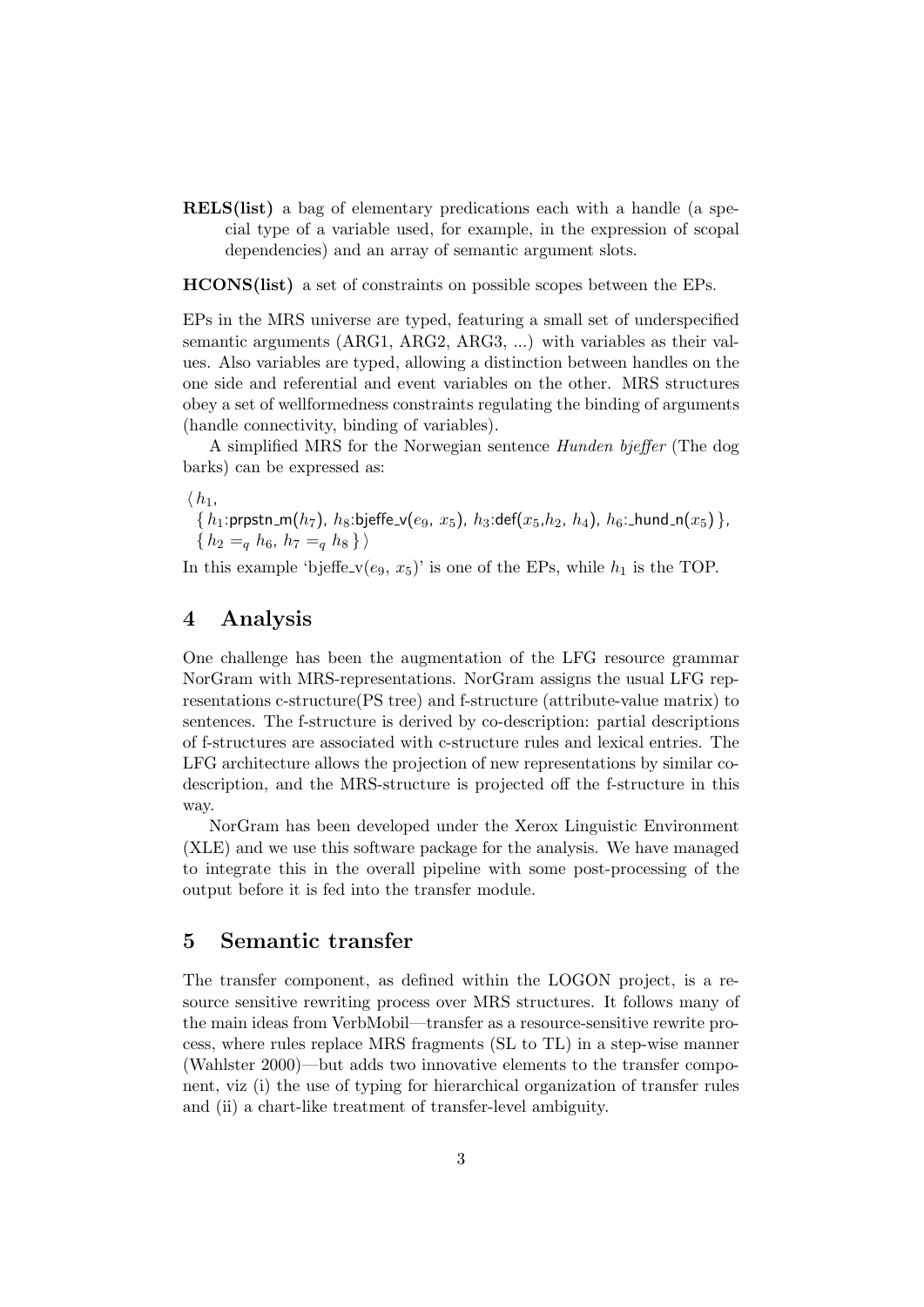**RELS(list)** a bag of elementary predications each with a handle (a special type of a variable used, for example, in the expression of scopal dependencies) and an array of semantic argument slots.

**HCONS(list)** a set of constraints on possible scopes between the EPs.

EPs in the MRS universe are typed, featuring a small set of underspecified semantic arguments (ARG1, ARG2, ARG3, ...) with variables as their values. Also variables are typed, allowing a distinction between handles on the one side and referential and event variables on the other. MRS structures obey a set of wellformedness constraints regulating the binding of arguments (handle connectivity, binding of variables).

A simplified MRS for the Norwegian sentence *Hunden bjeffer* (The dog barks) can be expressed as:

$\langle h_1,$
$\{ h_1$:prpstn_m$(h_7)$, $h_8$:bjeffe_v$(e_9, x_5)$, $h_3$:def$(x_5, h_2, h_4)$, $h_6$:_hund_n$(x_5) \}$,
$\{ h_2 =_q h_6, h_7 =_q h_8 \} \rangle$

In this example 'bjeffe_v$(e_9, x_5)$' is one of the EPs, while $h_1$ is the TOP.

## 4 Analysis

One challenge has been the augmentation of the LFG resource grammar NorGram with MRS-representations. NorGram assigns the usual LFG representations c-structure(PS tree) and f-structure (attribute-value matrix) to sentences. The f-structure is derived by co-description: partial descriptions of f-structures are associated with c-structure rules and lexical entries. The LFG architecture allows the projection of new representations by similar co-description, and the MRS-structure is projected off the f-structure in this way.

NorGram has been developed under the Xerox Linguistic Environment (XLE) and we use this software package for the analysis. We have managed to integrate this in the overall pipeline with some post-processing of the output before it is fed into the transfer module.

## 5 Semantic transfer

The transfer component, as defined within the LOGON project, is a resource sensitive rewriting process over MRS structures. It follows many of the main ideas from VerbMobil—transfer as a resource-sensitive rewrite process, where rules replace MRS fragments (SL to TL) in a step-wise manner (Wahlster 2000)—but adds two innovative elements to the transfer component, viz (i) the use of typing for hierarchical organization of transfer rules and (ii) a chart-like treatment of transfer-level ambiguity.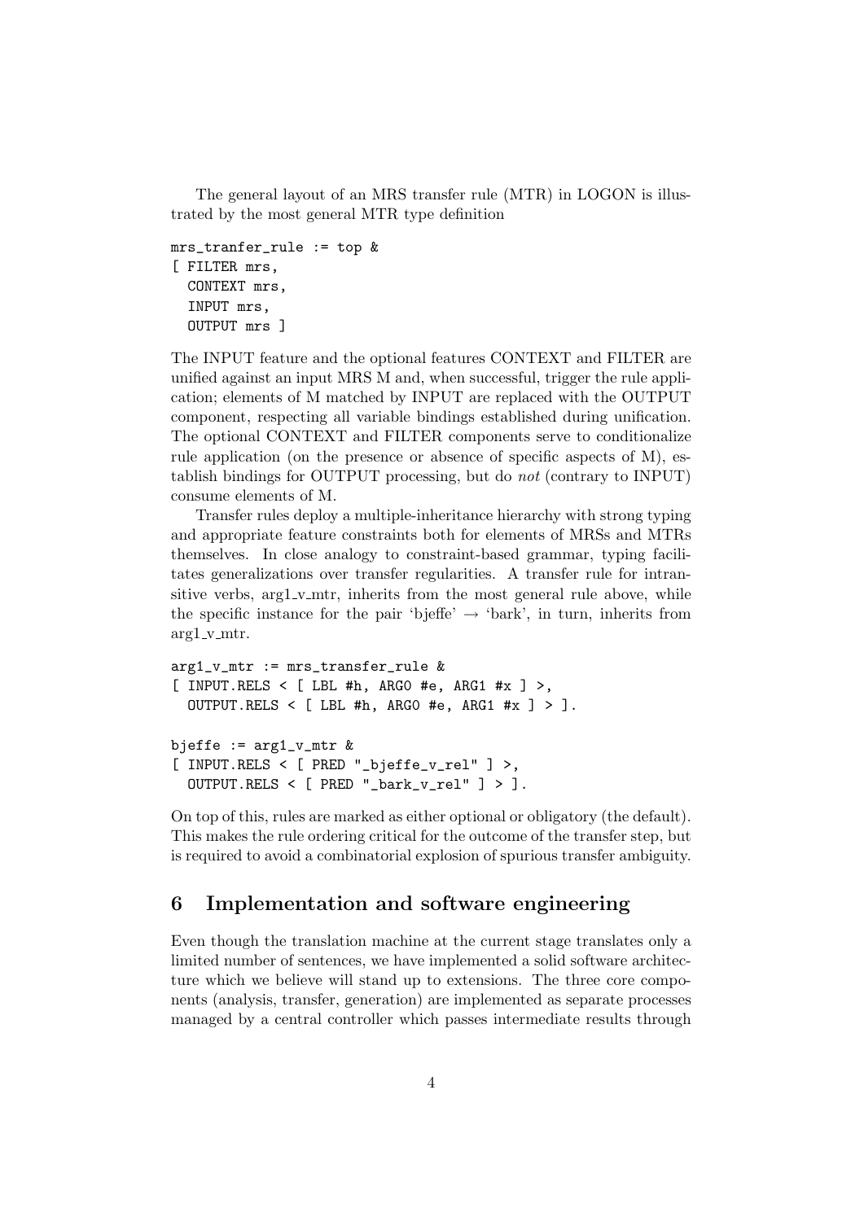The general layout of an MRS transfer rule (MTR) in LOGON is illustrated by the most general MTR type definition

```
mrs_tranfer_rule := top &
[ FILTER mrs,
  CONTEXT mrs,
  INPUT mrs,
  OUTPUT mrs ]
```

The INPUT feature and the optional features CONTEXT and FILTER are unified against an input MRS M and, when successful, trigger the rule application; elements of M matched by INPUT are replaced with the OUTPUT component, respecting all variable bindings established during unification. The optional CONTEXT and FILTER components serve to conditionalize rule application (on the presence or absence of specific aspects of M), establish bindings for OUTPUT processing, but do *not* (contrary to INPUT) consume elements of M.

Transfer rules deploy a multiple-inheritance hierarchy with strong typing and appropriate feature constraints both for elements of MRSs and MTRs themselves. In close analogy to constraint-based grammar, typing facilitates generalizations over transfer regularities. A transfer rule for intransitive verbs, arg1_v_mtr, inherits from the most general rule above, while the specific instance for the pair 'bjeffe' → 'bark', in turn, inherits from arg1_v_mtr.

```
arg1_v_mtr := mrs_transfer_rule &
[ INPUT.RELS < [ LBL #h, ARG0 #e, ARG1 #x ] >,
  OUTPUT.RELS < [ LBL #h, ARG0 #e, ARG1 #x ] > ].

bjeffe := arg1_v_mtr &
[ INPUT.RELS < [ PRED "_bjeffe_v_rel" ] >,
  OUTPUT.RELS < [ PRED "_bark_v_rel" ] > ].
```

On top of this, rules are marked as either optional or obligatory (the default). This makes the rule ordering critical for the outcome of the transfer step, but is required to avoid a combinatorial explosion of spurious transfer ambiguity.

## 6 Implementation and software engineering

Even though the translation machine at the current stage translates only a limited number of sentences, we have implemented a solid software architecture which we believe will stand up to extensions. The three core components (analysis, transfer, generation) are implemented as separate processes managed by a central controller which passes intermediate results through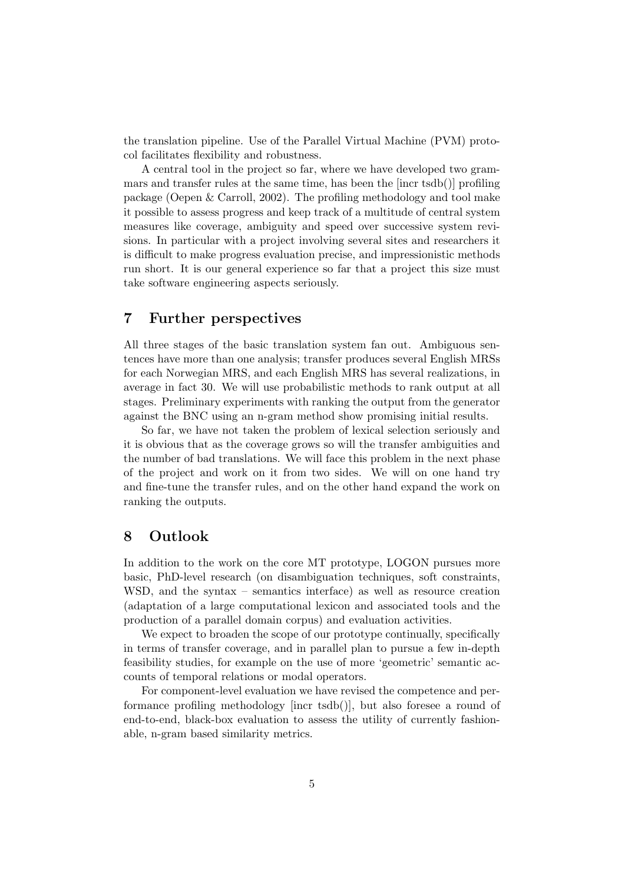the translation pipeline. Use of the Parallel Virtual Machine (PVM) protocol facilitates flexibility and robustness.

A central tool in the project so far, where we have developed two grammars and transfer rules at the same time, has been the [incr tsdb()] profiling package (Oepen & Carroll, 2002). The profiling methodology and tool make it possible to assess progress and keep track of a multitude of central system measures like coverage, ambiguity and speed over successive system revisions. In particular with a project involving several sites and researchers it is difficult to make progress evaluation precise, and impressionistic methods run short. It is our general experience so far that a project this size must take software engineering aspects seriously.

## 7 Further perspectives

All three stages of the basic translation system fan out. Ambiguous sentences have more than one analysis; transfer produces several English MRSs for each Norwegian MRS, and each English MRS has several realizations, in average in fact 30. We will use probabilistic methods to rank output at all stages. Preliminary experiments with ranking the output from the generator against the BNC using an n-gram method show promising initial results.

So far, we have not taken the problem of lexical selection seriously and it is obvious that as the coverage grows so will the transfer ambiguities and the number of bad translations. We will face this problem in the next phase of the project and work on it from two sides. We will on one hand try and fine-tune the transfer rules, and on the other hand expand the work on ranking the outputs.

## 8 Outlook

In addition to the work on the core MT prototype, LOGON pursues more basic, PhD-level research (on disambiguation techniques, soft constraints, WSD, and the syntax – semantics interface) as well as resource creation (adaptation of a large computational lexicon and associated tools and the production of a parallel domain corpus) and evaluation activities.

We expect to broaden the scope of our prototype continually, specifically in terms of transfer coverage, and in parallel plan to pursue a few in-depth feasibility studies, for example on the use of more 'geometric' semantic accounts of temporal relations or modal operators.

For component-level evaluation we have revised the competence and performance profiling methodology [incr tsdb()], but also foresee a round of end-to-end, black-box evaluation to assess the utility of currently fashionable, n-gram based similarity metrics.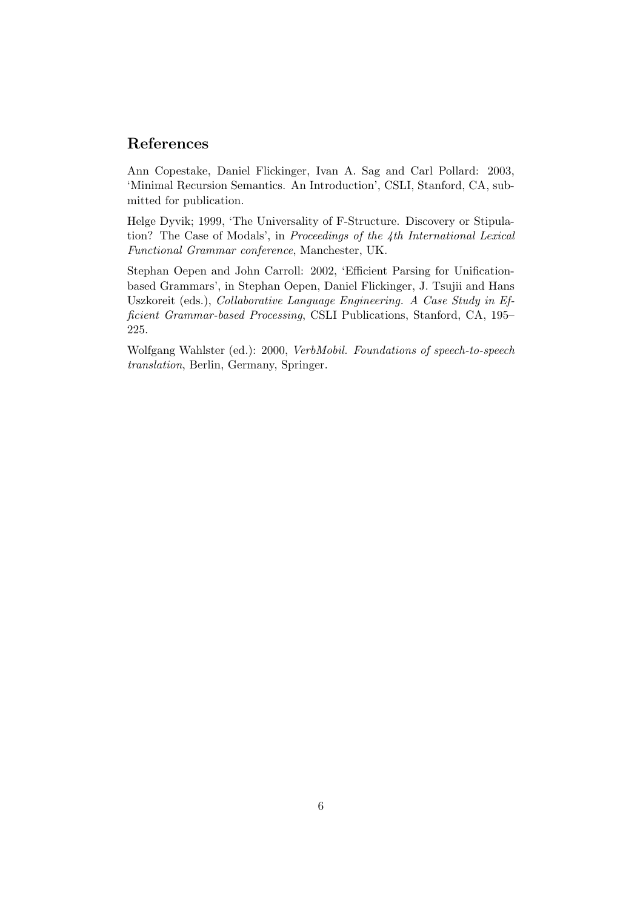## References

Ann Copestake, Daniel Flickinger, Ivan A. Sag and Carl Pollard: 2003, 'Minimal Recursion Semantics. An Introduction', CSLI, Stanford, CA, submitted for publication.

Helge Dyvik; 1999, 'The Universality of F-Structure. Discovery or Stipulation? The Case of Modals', in *Proceedings of the 4th International Lexical Functional Grammar conference*, Manchester, UK.

Stephan Oepen and John Carroll: 2002, 'Efficient Parsing for Unification-based Grammars', in Stephan Oepen, Daniel Flickinger, J. Tsujii and Hans Uszkoreit (eds.), *Collaborative Language Engineering. A Case Study in Efficient Grammar-based Processing*, CSLI Publications, Stanford, CA, 195–225.

Wolfgang Wahlster (ed.): 2000, *VerbMobil. Foundations of speech-to-speech translation*, Berlin, Germany, Springer.